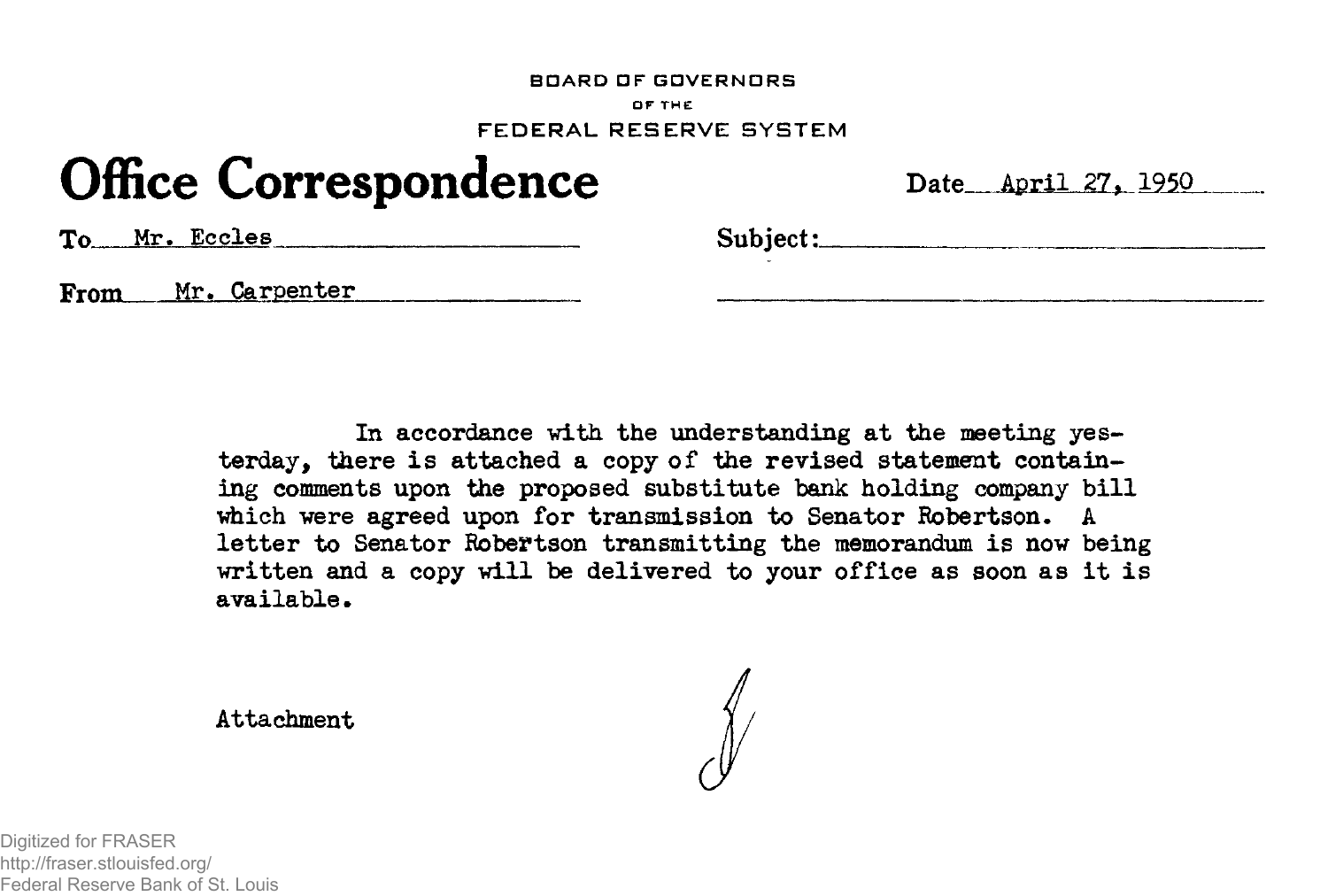BOARD OF GOVERNORS
OF THE
FEDERAL RESERVE SYSTEM

# Office Correspondence

Date: April 27, 1950

To: Mr. Eccles

Subject:

From: Mr. Carpenter

In accordance with the understanding at the meeting yesterday, there is attached a copy of the revised statement containing comments upon the proposed substitute bank holding company bill which were agreed upon for transmission to Senator Robertson. A letter to Senator Robertson transmitting the memorandum is now being written and a copy will be delivered to your office as soon as it is available.

Attachment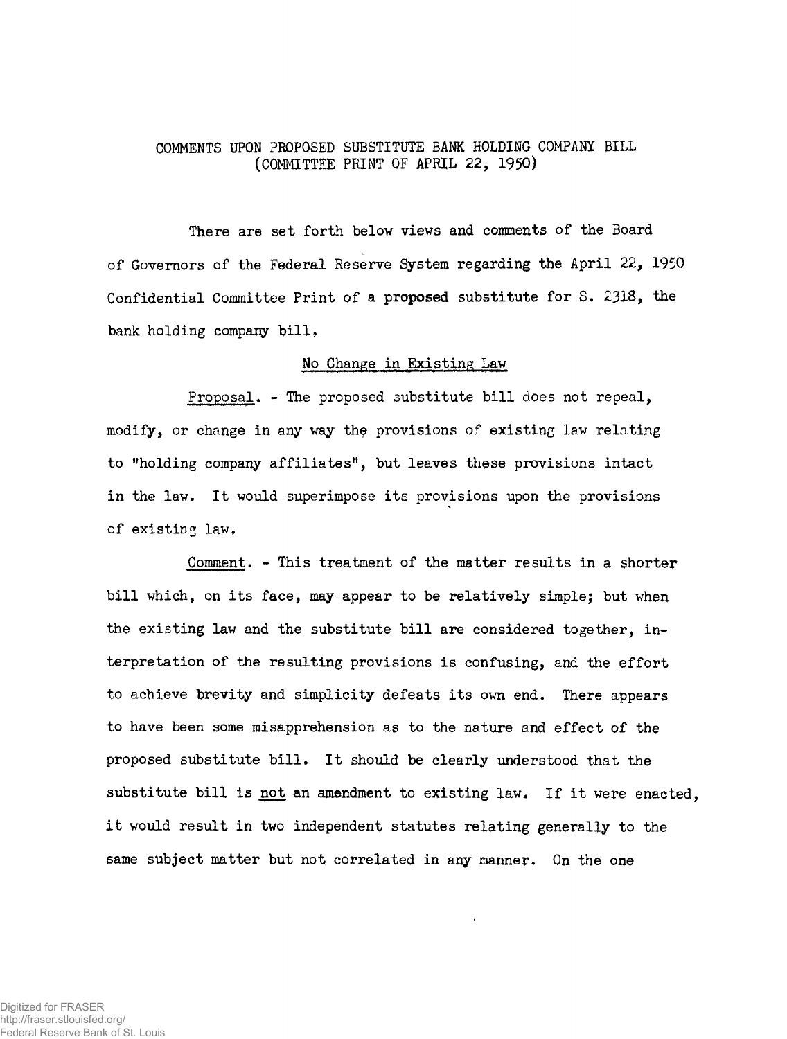# COMMENTS UPON PROPOSED SUBSTITUTE BANK HOLDING COMPANY BILL (COMMITTEE PRINT OF APRIL 22, 1950)

There are set forth below views and comments of the Board of Governors of the Federal Reserve System regarding the April 22, 1950 Confidential Committee Print of a proposed substitute for S. 2318, the bank holding company bill.

## No Change in Existing Law

Proposal. - The proposed substitute bill does not repeal, modify, or change in any way the provisions of existing law relating to "holding company affiliates", but leaves these provisions intact in the law. It would superimpose its provisions upon the provisions of existing law.

Comment. - This treatment of the matter results in a shorter bill which, on its face, may appear to be relatively simple; but when the existing law and the substitute bill are considered together, interpretation of the resulting provisions is confusing, and the effort to achieve brevity and simplicity defeats its own end. There appears to have been some misapprehension as to the nature and effect of the proposed substitute bill. It should be clearly understood that the substitute bill is not an amendment to existing law. If it were enacted, it would result in two independent statutes relating generally to the same subject matter but not correlated in any manner. On the one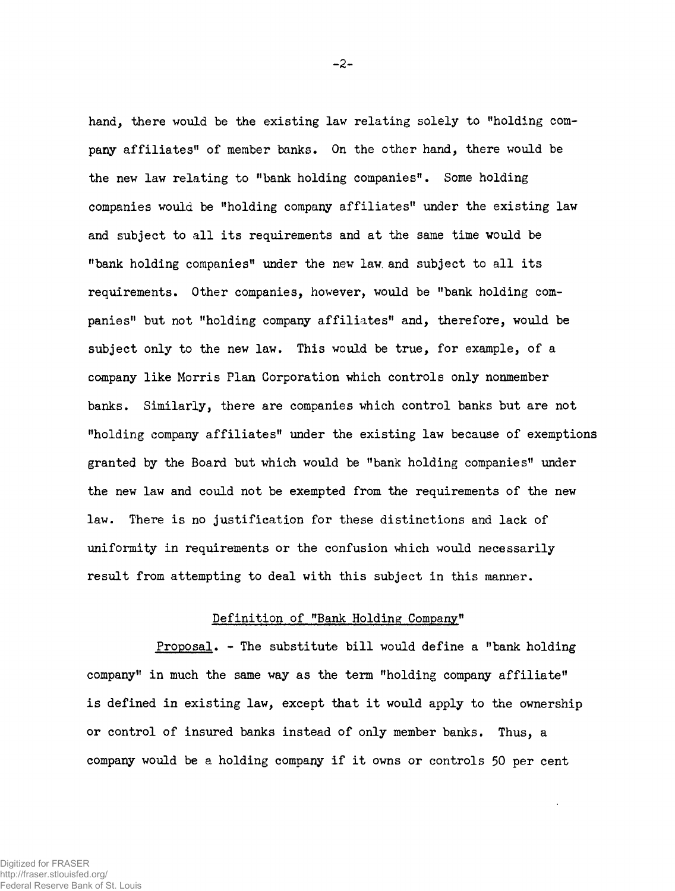hand, there would be the existing law relating solely to "holding company affiliates" of member banks. On the other hand, there would be the new law relating to "bank holding companies". Some holding companies would be "holding company affiliates" under the existing law and subject to all its requirements and at the same time would be "bank holding companies" under the new law and subject to all its requirements. Other companies, however, would be "bank holding companies" but not "holding company affiliates" and, therefore, would be subject only to the new law. This would be true, for example, of a company like Morris Plan Corporation which controls only nonmember banks. Similarly, there are companies which control banks but are not "holding company affiliates" under the existing law because of exemptions granted by the Board but which would be "bank holding companies" under the new law and could not be exempted from the requirements of the new law. There is no justification for these distinctions and lack of uniformity in requirements or the confusion which would necessarily result from attempting to deal with this subject in this manner.

## Definition of "Bank Holding Company"

Proposal. - The substitute bill would define a "bank holding company" in much the same way as the term "holding company affiliate" is defined in existing law, except that it would apply to the ownership or control of insured banks instead of only member banks. Thus, a company would be a holding company if it owns or controls 50 per cent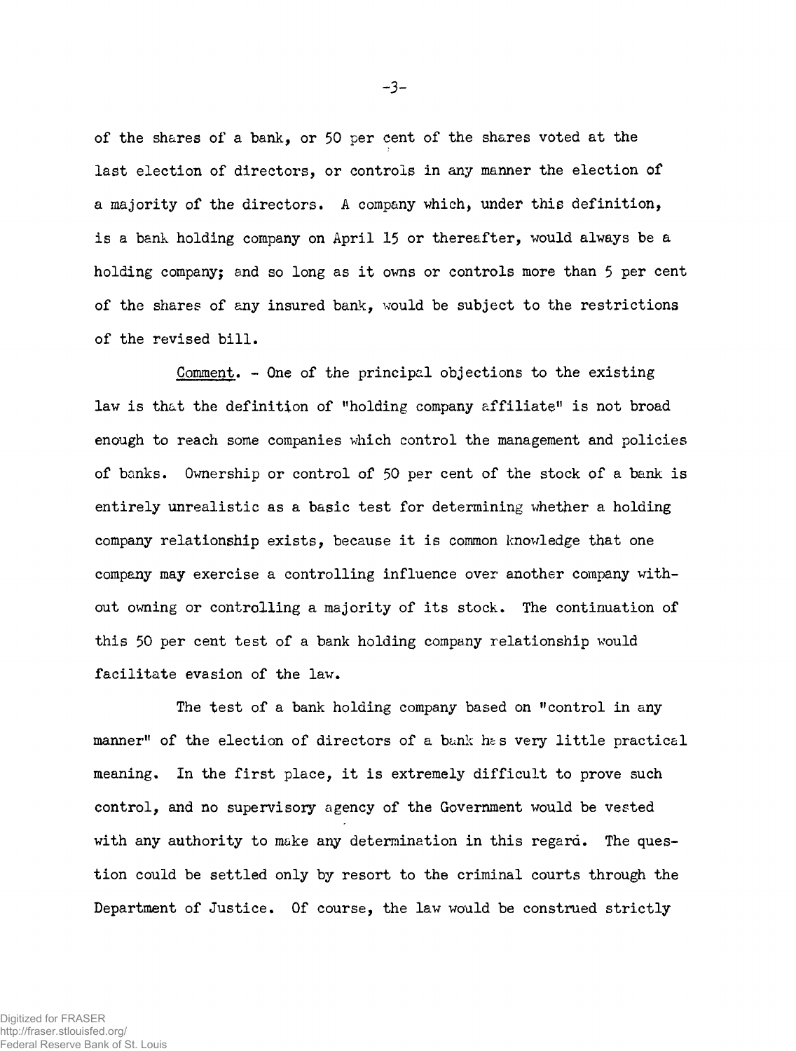of the shares of a bank, or 50 per cent of the shares voted at the last election of directors, or controls in any manner the election of a majority of the directors. A company which, under this definition, is a bank holding company on April 15 or thereafter, would always be a holding company; and so long as it owns or controls more than 5 per cent of the shares of any insured bank, would be subject to the restrictions of the revised bill.

Comment. - One of the principal objections to the existing law is that the definition of "holding company affiliate" is not broad enough to reach some companies which control the management and policies of banks. Ownership or control of 50 per cent of the stock of a bank is entirely unrealistic as a basic test for determining whether a holding company relationship exists, because it is common knowledge that one company may exercise a controlling influence over another company without owning or controlling a majority of its stock. The continuation of this 50 per cent test of a bank holding company relationship would facilitate evasion of the law.

The test of a bank holding company based on "control in any manner" of the election of directors of a bank has very little practical meaning. In the first place, it is extremely difficult to prove such control, and no supervisory agency of the Government would be vested with any authority to make any determination in this regard. The question could be settled only by resort to the criminal courts through the Department of Justice. Of course, the law would be construed strictly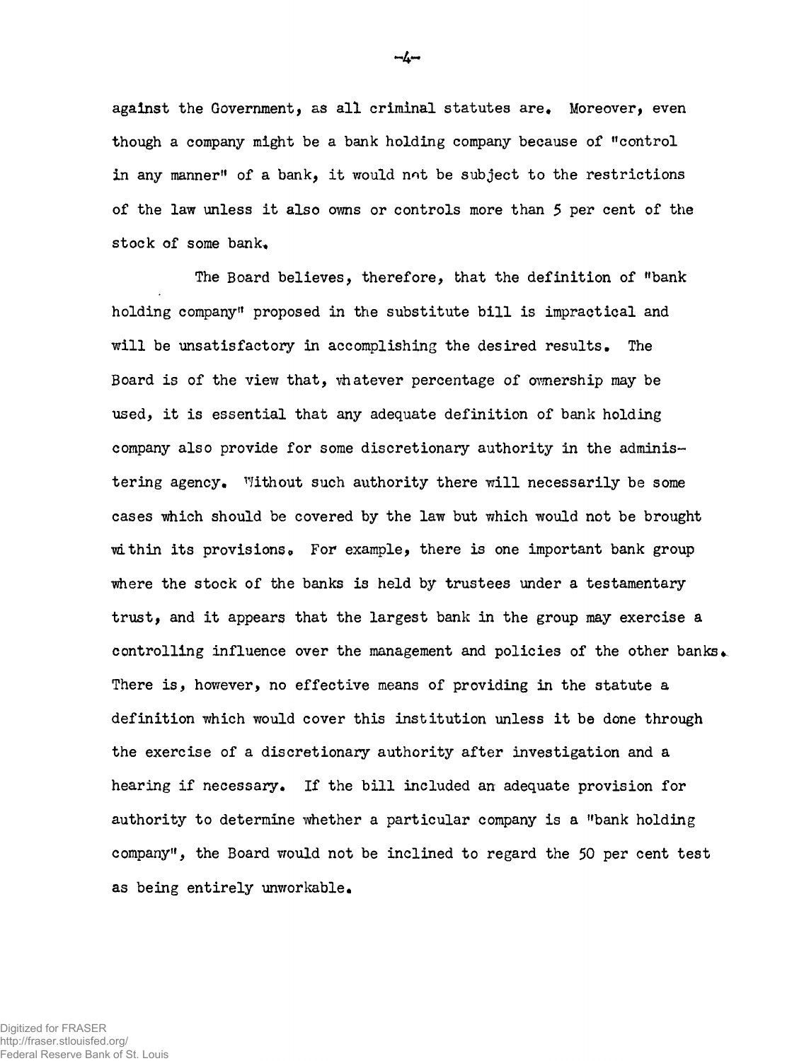against the Government, as all criminal statutes are. Moreover, even though a company might be a bank holding company because of "control in any manner" of a bank, it would not be subject to the restrictions of the law unless it also owns or controls more than 5 per cent of the stock of some bank.

The Board believes, therefore, that the definition of "bank holding company" proposed in the substitute bill is impractical and will be unsatisfactory in accomplishing the desired results. The Board is of the view that, whatever percentage of ownership may be used, it is essential that any adequate definition of bank holding company also provide for some discretionary authority in the administering agency. Without such authority there will necessarily be some cases which should be covered by the law but which would not be brought within its provisions. For example, there is one important bank group where the stock of the banks is held by trustees under a testamentary trust, and it appears that the largest bank in the group may exercise a controlling influence over the management and policies of the other banks. There is, however, no effective means of providing in the statute a definition which would cover this institution unless it be done through the exercise of a discretionary authority after investigation and a hearing if necessary. If the bill included an adequate provision for authority to determine whether a particular company is a "bank holding company", the Board would not be inclined to regard the 50 per cent test as being entirely unworkable.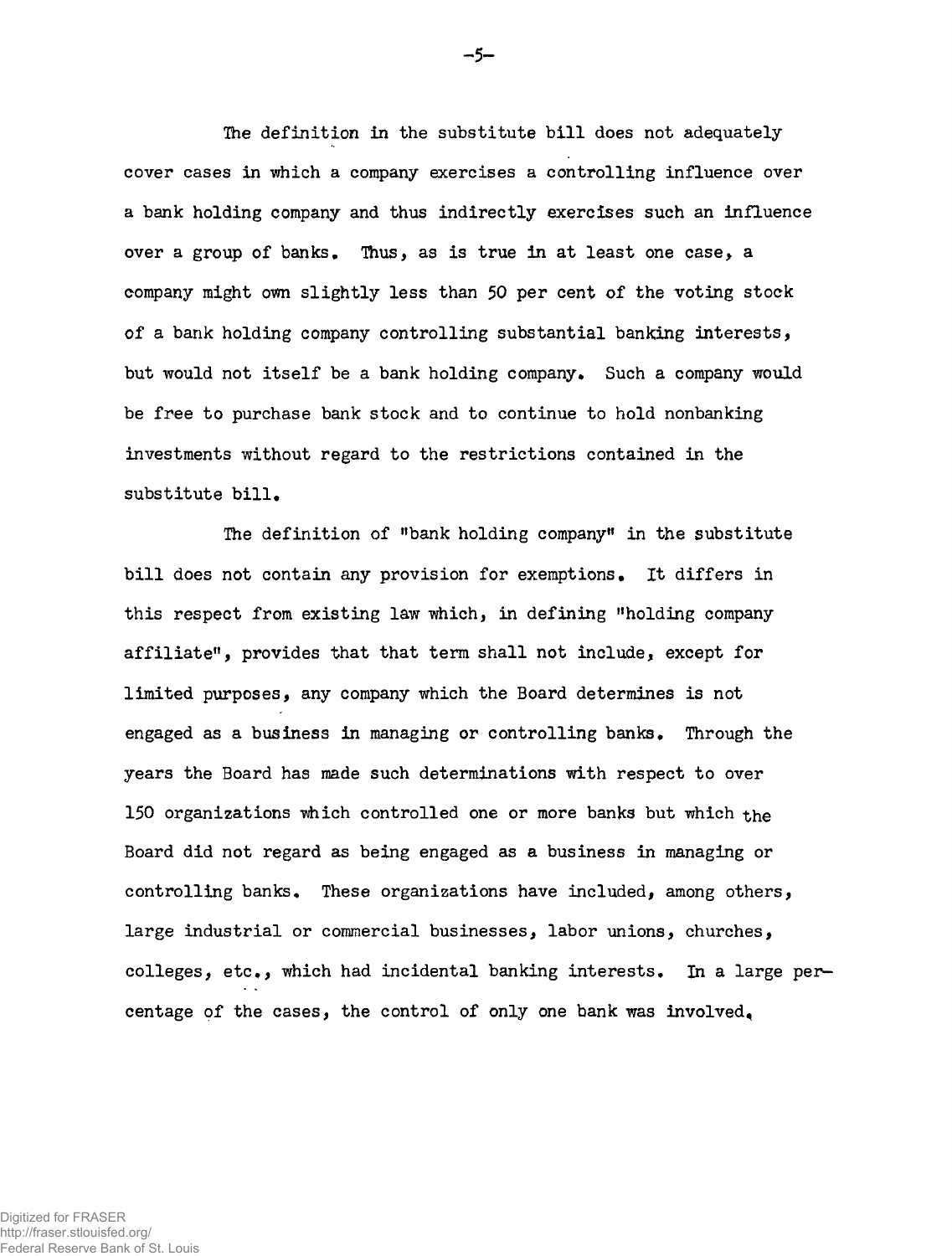The definition in the substitute bill does not adequately cover cases in which a company exercises a controlling influence over a bank holding company and thus indirectly exercises such an influence over a group of banks. Thus, as is true in at least one case, a company might own slightly less than 50 per cent of the voting stock of a bank holding company controlling substantial banking interests, but would not itself be a bank holding company. Such a company would be free to purchase bank stock and to continue to hold nonbanking investments without regard to the restrictions contained in the substitute bill.

The definition of "bank holding company" in the substitute bill does not contain any provision for exemptions. It differs in this respect from existing law which, in defining "holding company affiliate", provides that that term shall not include, except for limited purposes, any company which the Board determines is not engaged as a business in managing or controlling banks. Through the years the Board has made such determinations with respect to over 150 organizations which controlled one or more banks but which the Board did not regard as being engaged as a business in managing or controlling banks. These organizations have included, among others, large industrial or commercial businesses, labor unions, churches, colleges, etc., which had incidental banking interests. In a large percentage of the cases, the control of only one bank was involved.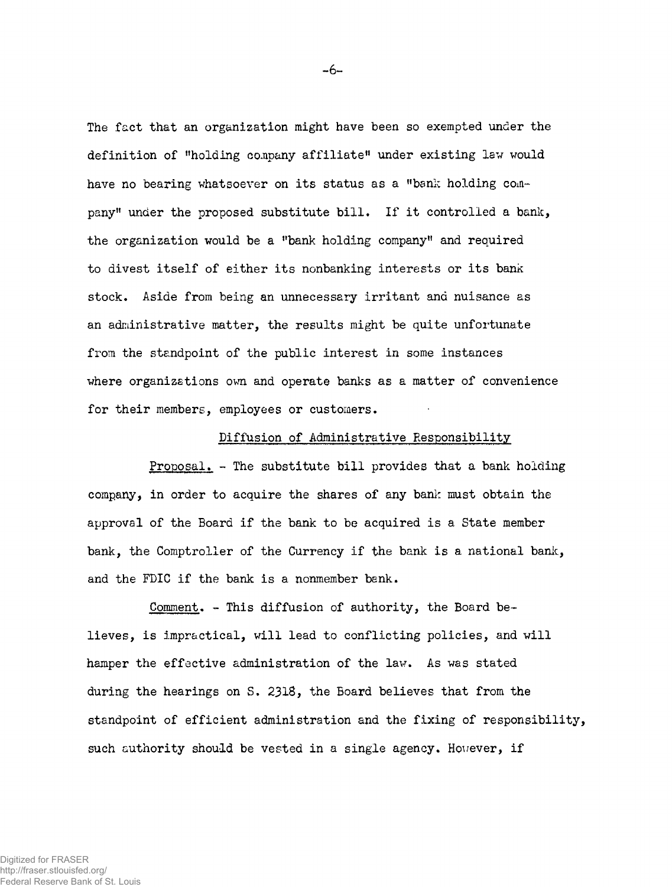The fact that an organization might have been so exempted under the definition of "holding company affiliate" under existing law would have no bearing whatsoever on its status as a "bank holding company" under the proposed substitute bill. If it controlled a bank, the organization would be a "bank holding company" and required to divest itself of either its nonbanking interests or its bank stock. Aside from being an unnecessary irritant and nuisance as an administrative matter, the results might be quite unfortunate from the standpoint of the public interest in some instances where organizations own and operate banks as a matter of convenience for their members, employees or customers.

## Diffusion of Administrative Responsibility

Proposal. - The substitute bill provides that a bank holding company, in order to acquire the shares of any bank must obtain the approval of the Board if the bank to be acquired is a State member bank, the Comptroller of the Currency if the bank is a national bank, and the FDIC if the bank is a nonmember bank.

Comment. - This diffusion of authority, the Board believes, is impractical, will lead to conflicting policies, and will hamper the effective administration of the law. As was stated during the hearings on S. 2318, the Board believes that from the standpoint of efficient administration and the fixing of responsibility, such authority should be vested in a single agency. However, if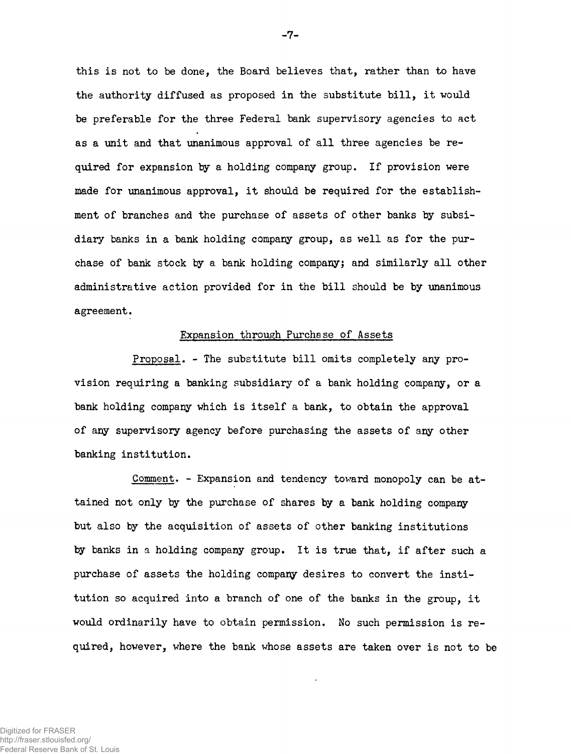this is not to be done, the Board believes that, rather than to have the authority diffused as proposed in the substitute bill, it would be preferable for the three Federal bank supervisory agencies to act as a unit and that unanimous approval of all three agencies be required for expansion by a holding company group. If provision were made for unanimous approval, it should be required for the establishment of branches and the purchase of assets of other banks by subsidiary banks in a bank holding company group, as well as for the purchase of bank stock by a bank holding company; and similarly all other administrative action provided for in the bill should be by unanimous agreement.

## Expansion through Purchase of Assets

Proposal. - The substitute bill omits completely any provision requiring a banking subsidiary of a bank holding company, or a bank holding company which is itself a bank, to obtain the approval of any supervisory agency before purchasing the assets of any other banking institution.

Comment. - Expansion and tendency toward monopoly can be attained not only by the purchase of shares by a bank holding company but also by the acquisition of assets of other banking institutions by banks in a holding company group. It is true that, if after such a purchase of assets the holding company desires to convert the institution so acquired into a branch of one of the banks in the group, it would ordinarily have to obtain permission. No such permission is required, however, where the bank whose assets are taken over is not to be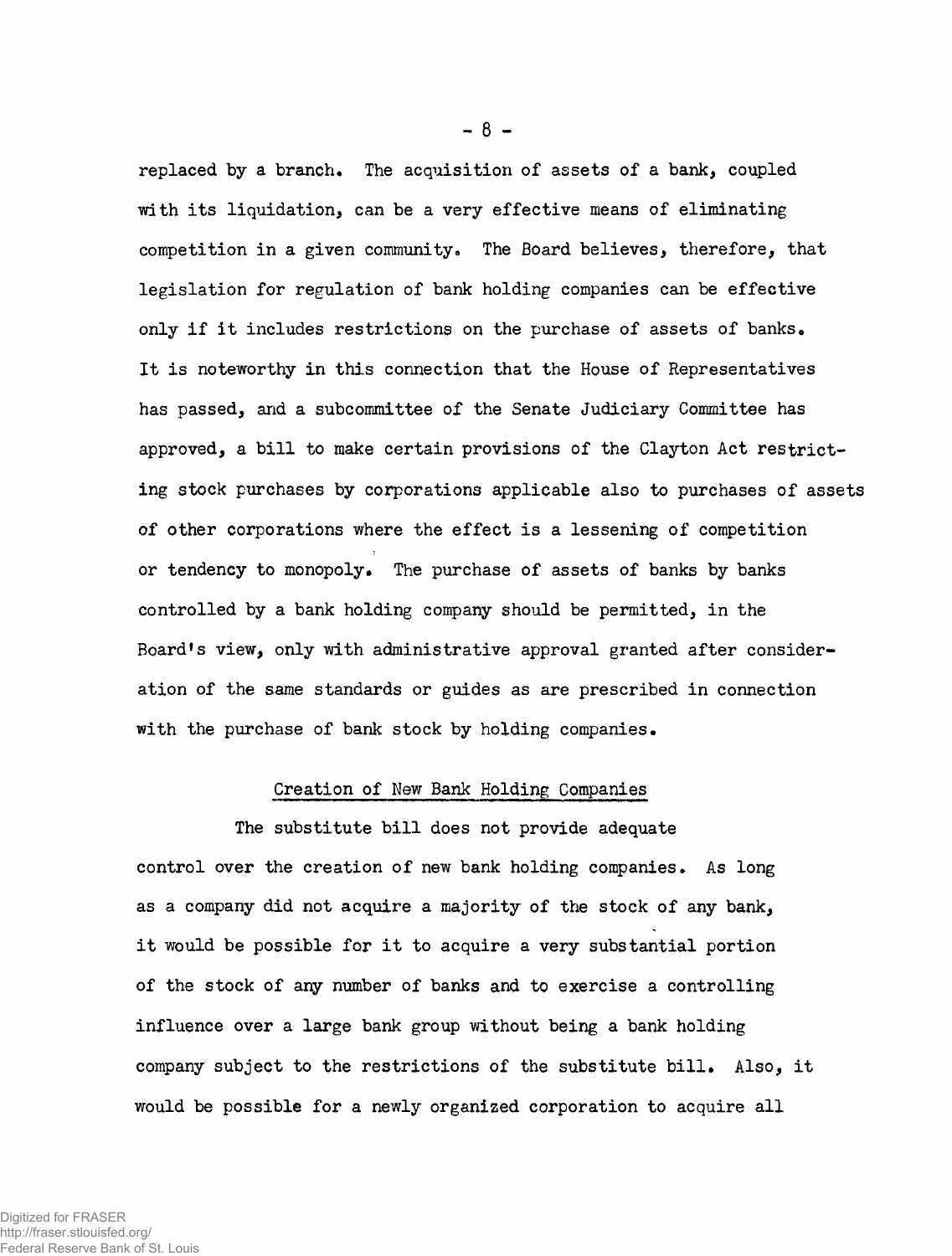replaced by a branch. The acquisition of assets of a bank, coupled with its liquidation, can be a very effective means of eliminating competition in a given community. The Board believes, therefore, that legislation for regulation of bank holding companies can be effective only if it includes restrictions on the purchase of assets of banks. It is noteworthy in this connection that the House of Representatives has passed, and a subcommittee of the Senate Judiciary Committee has approved, a bill to make certain provisions of the Clayton Act restricting stock purchases by corporations applicable also to purchases of assets of other corporations where the effect is a lessening of competition or tendency to monopoly. The purchase of assets of banks by banks controlled by a bank holding company should be permitted, in the Board's view, only with administrative approval granted after consideration of the same standards or guides as are prescribed in connection with the purchase of bank stock by holding companies.

## Creation of New Bank Holding Companies

The substitute bill does not provide adequate control over the creation of new bank holding companies. As long as a company did not acquire a majority of the stock of any bank, it would be possible for it to acquire a very substantial portion of the stock of any number of banks and to exercise a controlling influence over a large bank group without being a bank holding company subject to the restrictions of the substitute bill. Also, it would be possible for a newly organized corporation to acquire all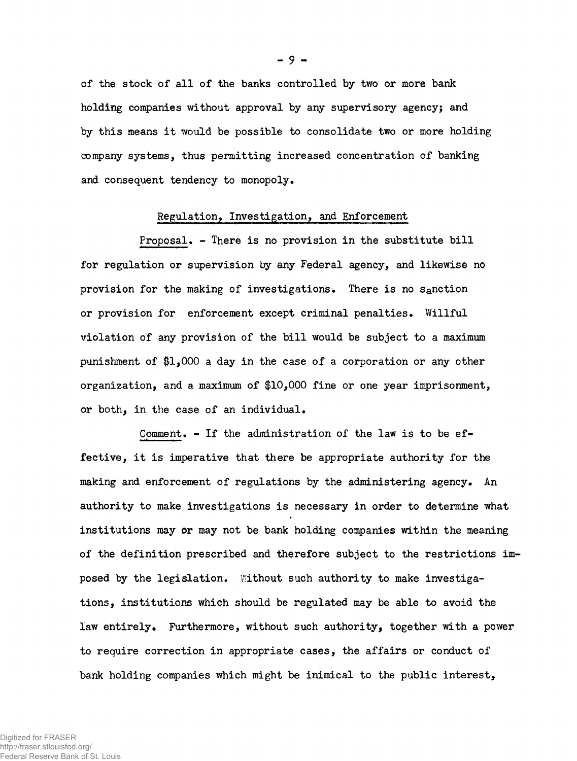of the stock of all of the banks controlled by two or more bank holding companies without approval by any supervisory agency; and by this means it would be possible to consolidate two or more holding company systems, thus permitting increased concentration of banking and consequent tendency to monopoly.

## Regulation, Investigation, and Enforcement

Proposal. - There is no provision in the substitute bill for regulation or supervision by any Federal agency, and likewise no provision for the making of investigations. There is no sanction or provision for enforcement except criminal penalties. Willful violation of any provision of the bill would be subject to a maximum punishment of $1,000 a day in the case of a corporation or any other organization, and a maximum of $10,000 fine or one year imprisonment, or both, in the case of an individual.

Comment. - If the administration of the law is to be effective, it is imperative that there be appropriate authority for the making and enforcement of regulations by the administering agency. An authority to make investigations is necessary in order to determine what institutions may or may not be bank holding companies within the meaning of the definition prescribed and therefore subject to the restrictions imposed by the legislation. Without such authority to make investigations, institutions which should be regulated may be able to avoid the law entirely. Furthermore, without such authority, together with a power to require correction in appropriate cases, the affairs or conduct of bank holding companies which might be inimical to the public interest,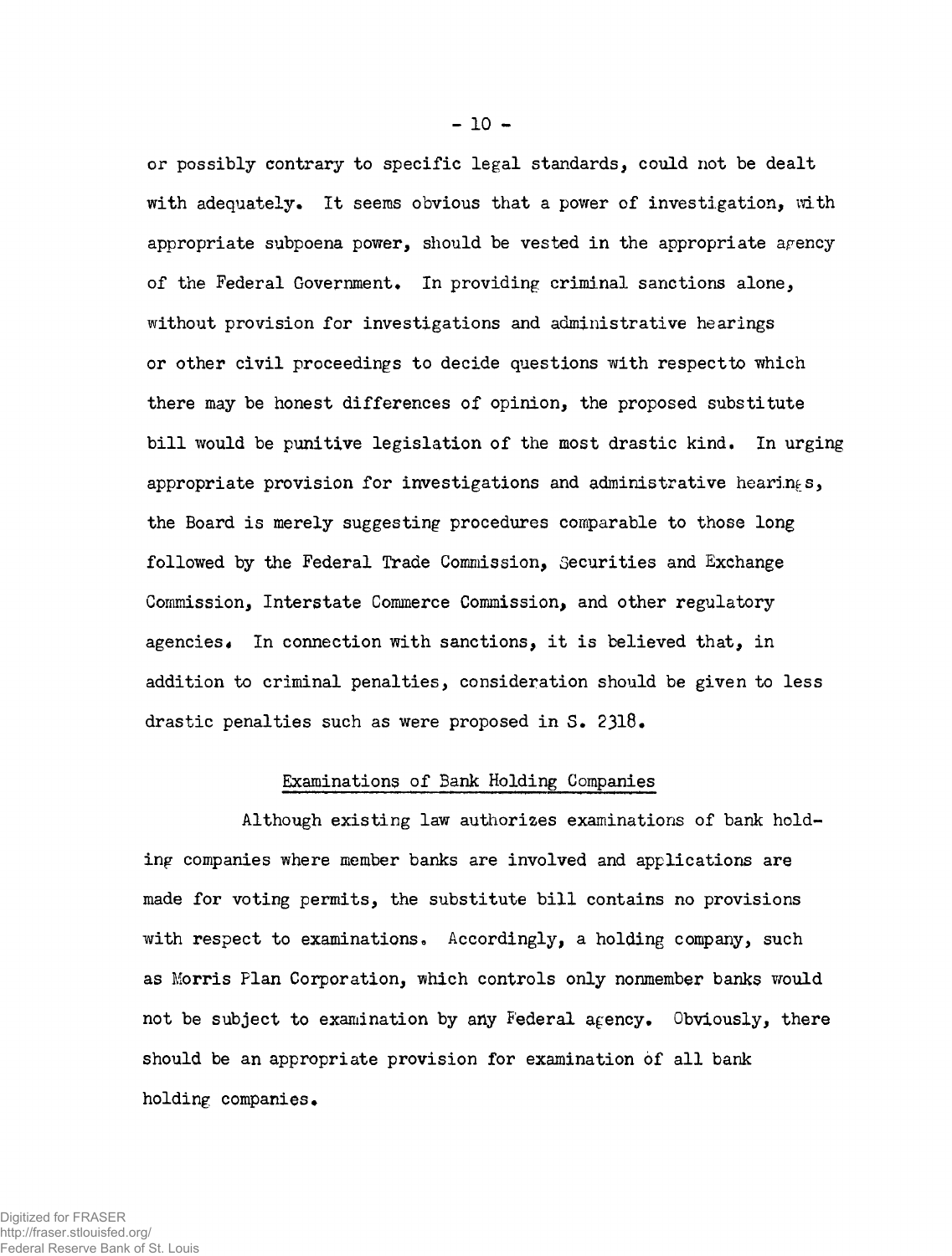or possibly contrary to specific legal standards, could not be dealt with adequately. It seems obvious that a power of investigation, with appropriate subpoena power, should be vested in the appropriate agency of the Federal Government. In providing criminal sanctions alone, without provision for investigations and administrative hearings or other civil proceedings to decide questions with respect to which there may be honest differences of opinion, the proposed substitute bill would be punitive legislation of the most drastic kind. In urging appropriate provision for investigations and administrative hearings, the Board is merely suggesting procedures comparable to those long followed by the Federal Trade Commission, Securities and Exchange Commission, Interstate Commerce Commission, and other regulatory agencies. In connection with sanctions, it is believed that, in addition to criminal penalties, consideration should be given to less drastic penalties such as were proposed in S. 2318.

## Examinations of Bank Holding Companies

Although existing law authorizes examinations of bank holding companies where member banks are involved and applications are made for voting permits, the substitute bill contains no provisions with respect to examinations. Accordingly, a holding company, such as Morris Plan Corporation, which controls only nonmember banks would not be subject to examination by any Federal agency. Obviously, there should be an appropriate provision for examination of all bank holding companies.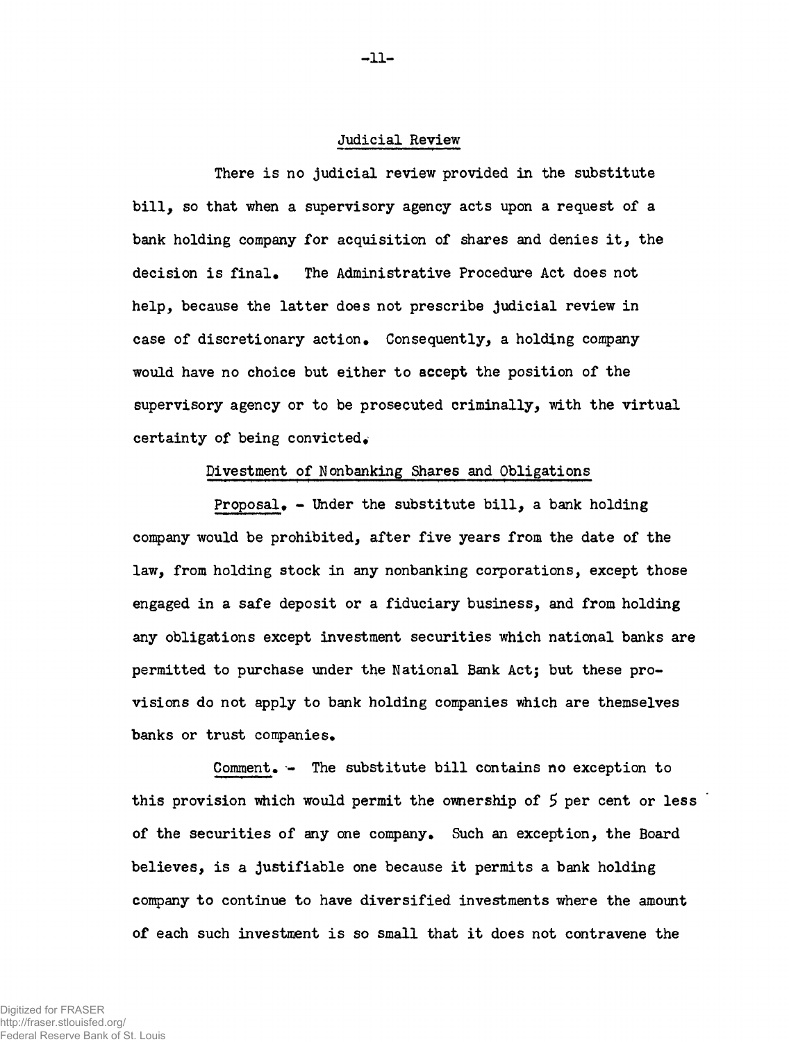## Judicial Review

There is no judicial review provided in the substitute bill, so that when a supervisory agency acts upon a request of a bank holding company for acquisition of shares and denies it, the decision is final. The Administrative Procedure Act does not help, because the latter does not prescribe judicial review in case of discretionary action. Consequently, a holding company would have no choice but either to accept the position of the supervisory agency or to be prosecuted criminally, with the virtual certainty of being convicted.

## Divestment of Nonbanking Shares and Obligations

Proposal. - Under the substitute bill, a bank holding company would be prohibited, after five years from the date of the law, from holding stock in any nonbanking corporations, except those engaged in a safe deposit or a fiduciary business, and from holding any obligations except investment securities which national banks are permitted to purchase under the National Bank Act; but these provisions do not apply to bank holding companies which are themselves banks or trust companies.

Comment. - The substitute bill contains no exception to this provision which would permit the ownership of 5 per cent or less of the securities of any one company. Such an exception, the Board believes, is a justifiable one because it permits a bank holding company to continue to have diversified investments where the amount of each such investment is so small that it does not contravene the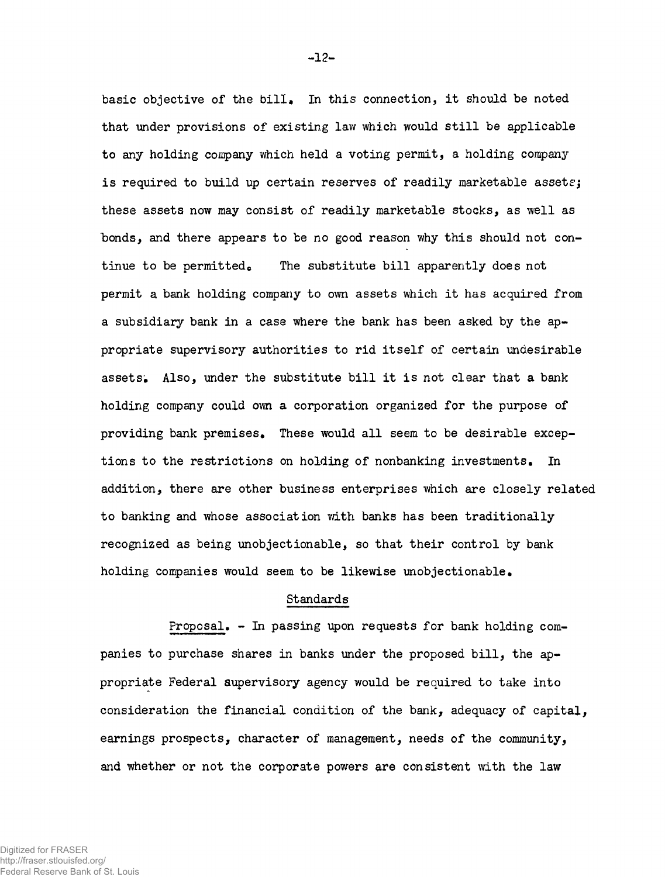basic objective of the bill. In this connection, it should be noted that under provisions of existing law which would still be applicable to any holding company which held a voting permit, a holding company is required to build up certain reserves of readily marketable assets; these assets now may consist of readily marketable stocks, as well as bonds, and there appears to be no good reason why this should not continue to be permitted. The substitute bill apparently does not permit a bank holding company to own assets which it has acquired from a subsidiary bank in a case where the bank has been asked by the appropriate supervisory authorities to rid itself of certain undesirable assets. Also, under the substitute bill it is not clear that a bank holding company could own a corporation organized for the purpose of providing bank premises. These would all seem to be desirable exceptions to the restrictions on holding of nonbanking investments. In addition, there are other business enterprises which are closely related to banking and whose association with banks has been traditionally recognized as being unobjectionable, so that their control by bank holding companies would seem to be likewise unobjectionable.

## Standards

Proposal. - In passing upon requests for bank holding companies to purchase shares in banks under the proposed bill, the appropriate Federal supervisory agency would be required to take into consideration the financial condition of the bank, adequacy of capital, earnings prospects, character of management, needs of the community, and whether or not the corporate powers are consistent with the law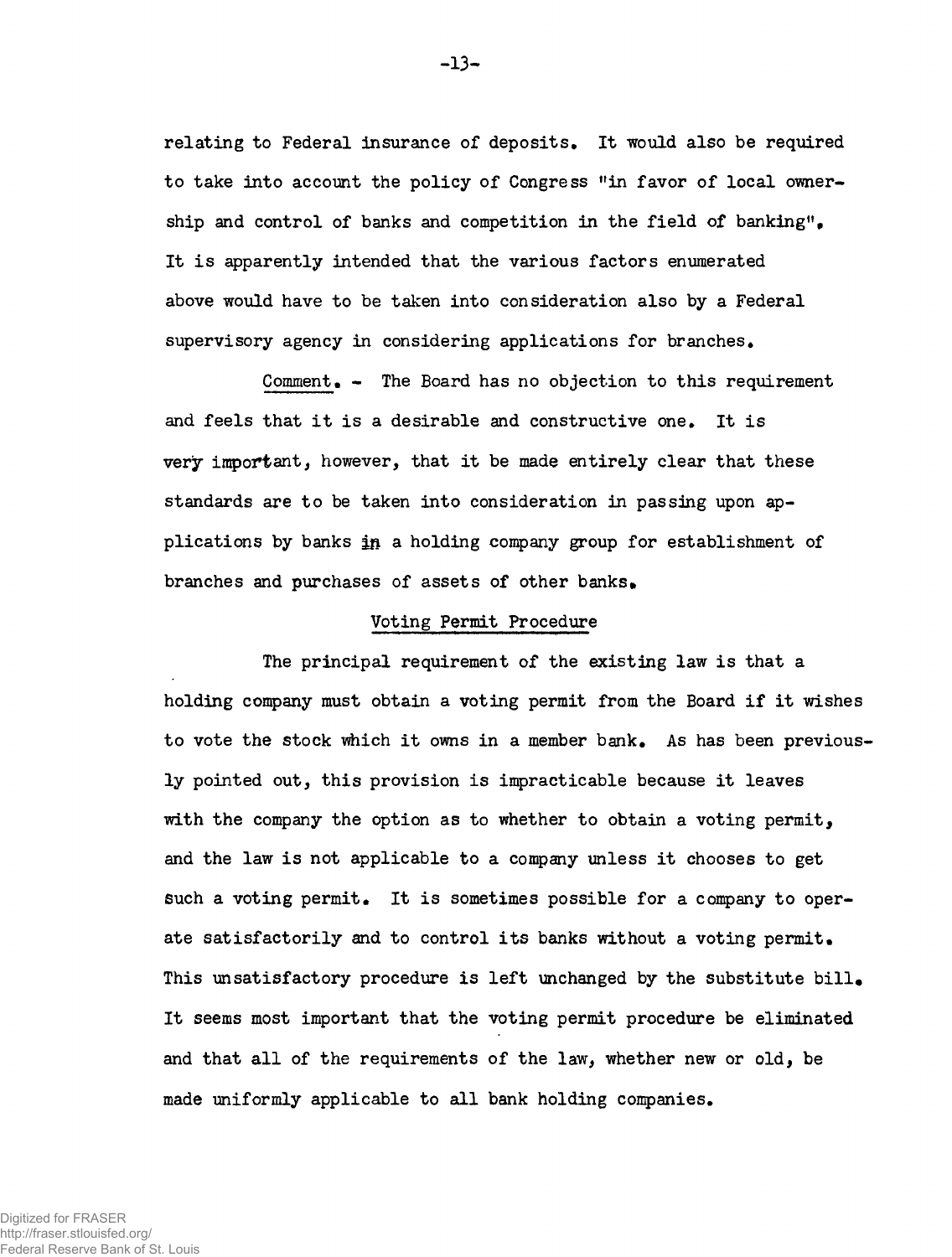relating to Federal insurance of deposits. It would also be required to take into account the policy of Congress "in favor of local ownership and control of banks and competition in the field of banking". It is apparently intended that the various factors enumerated above would have to be taken into consideration also by a Federal supervisory agency in considering applications for branches.

Comment. - The Board has no objection to this requirement and feels that it is a desirable and constructive one. It is very important, however, that it be made entirely clear that these standards are to be taken into consideration in passing upon applications by banks in a holding company group for establishment of branches and purchases of assets of other banks.

## Voting Permit Procedure

The principal requirement of the existing law is that a holding company must obtain a voting permit from the Board if it wishes to vote the stock which it owns in a member bank. As has been previously pointed out, this provision is impracticable because it leaves with the company the option as to whether to obtain a voting permit, and the law is not applicable to a company unless it chooses to get such a voting permit. It is sometimes possible for a company to operate satisfactorily and to control its banks without a voting permit. This unsatisfactory procedure is left unchanged by the substitute bill. It seems most important that the voting permit procedure be eliminated and that all of the requirements of the law, whether new or old, be made uniformly applicable to all bank holding companies.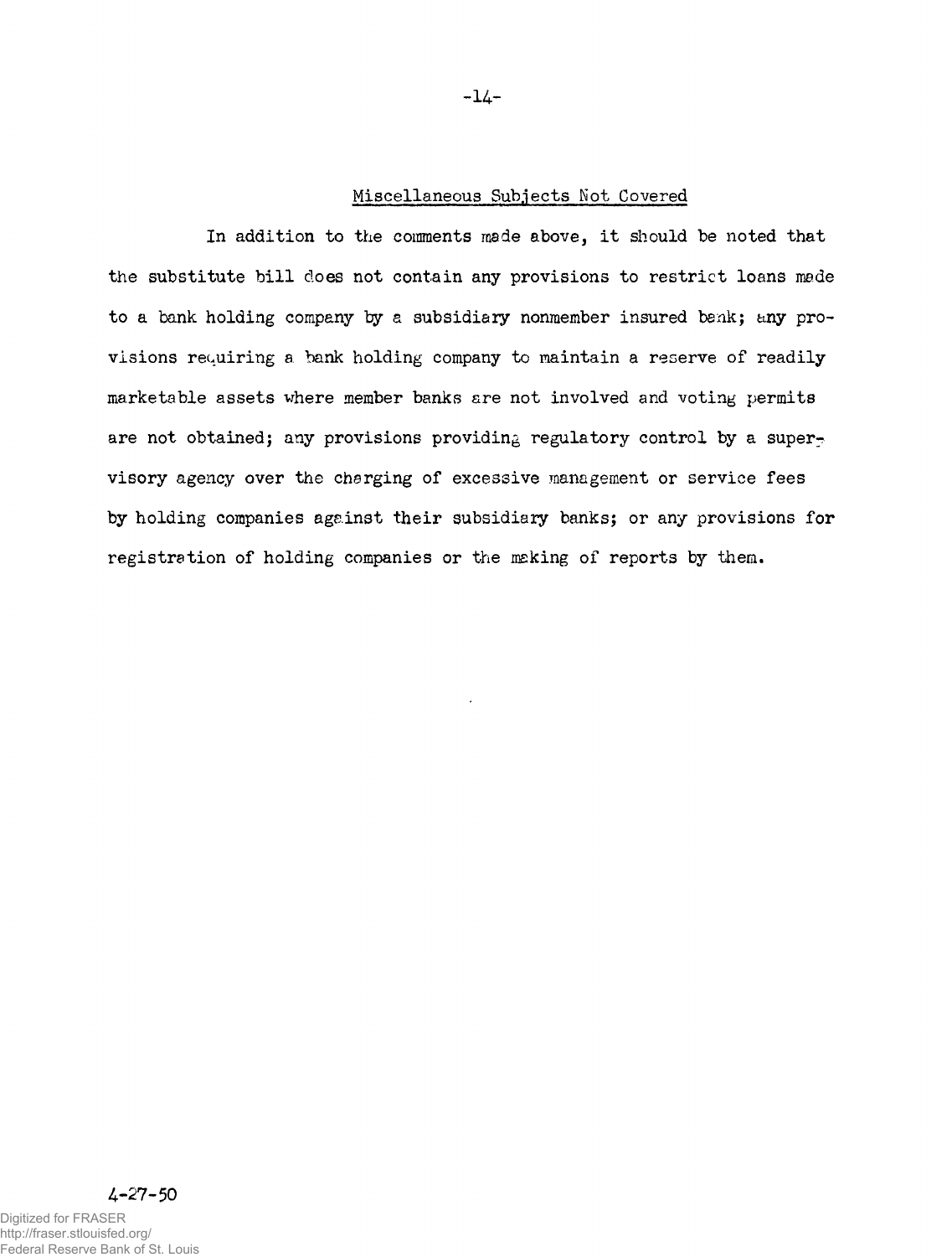## Miscellaneous Subjects Not Covered

In addition to the comments made above, it should be noted that the substitute bill does not contain any provisions to restrict loans made to a bank holding company by a subsidiary nonmember insured bank; any provisions requiring a bank holding company to maintain a reserve of readily marketable assets where member banks are not involved and voting permits are not obtained; any provisions providing regulatory control by a supervisory agency over the charging of excessive management or service fees by holding companies against their subsidiary banks; or any provisions for registration of holding companies or the making of reports by them.

4-27-50